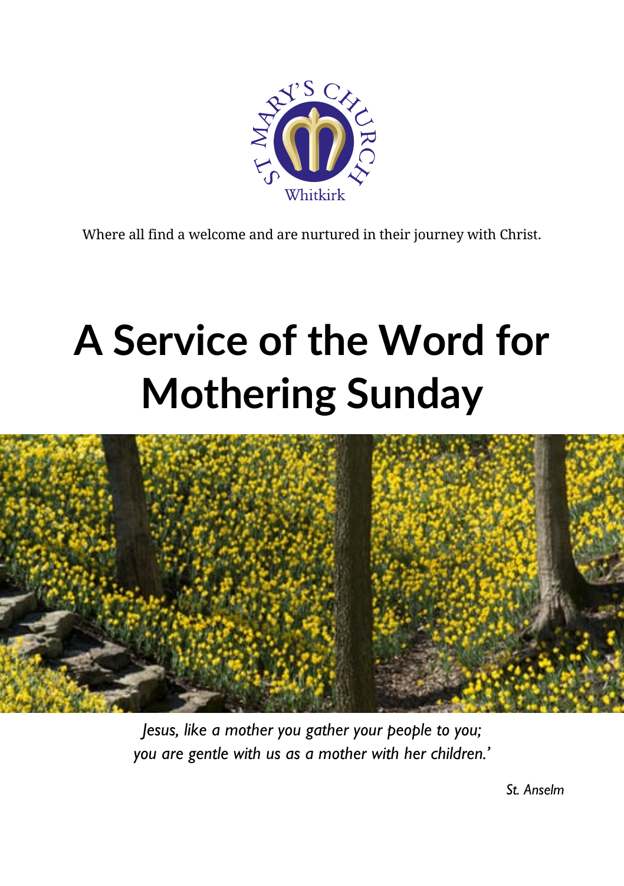ST MARY'S CHURCH
Whitkirk

Where all find a welcome and are nurtured in their journey with Christ.

# A Service of the Word for Mothering Sunday

*Jesus, like a mother you gather your people to you;*
*you are gentle with us as a mother with her children.'*

*St. Anselm*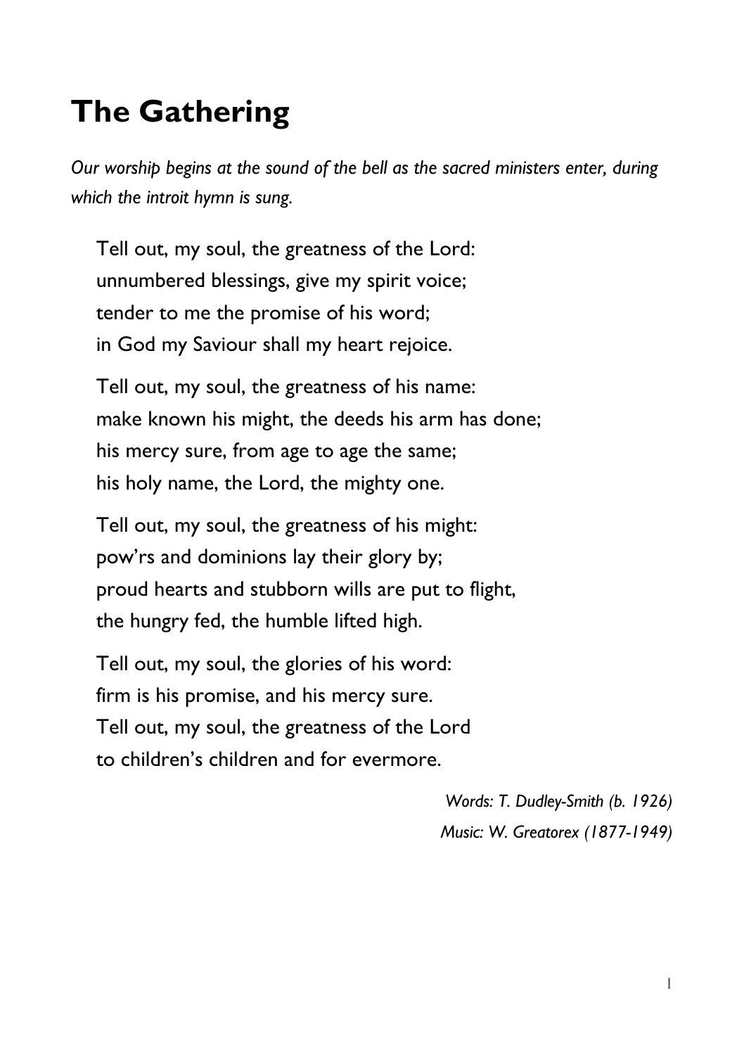# The Gathering

*Our worship begins at the sound of the bell as the sacred ministers enter, during which the introit hymn is sung.*

Tell out, my soul, the greatness of the Lord:
unnumbered blessings, give my spirit voice;
tender to me the promise of his word;
in God my Saviour shall my heart rejoice.

Tell out, my soul, the greatness of his name:
make known his might, the deeds his arm has done;
his mercy sure, from age to age the same;
his holy name, the Lord, the mighty one.

Tell out, my soul, the greatness of his might:
pow'rs and dominions lay their glory by;
proud hearts and stubborn wills are put to flight,
the hungry fed, the humble lifted high.

Tell out, my soul, the glories of his word:
firm is his promise, and his mercy sure.
Tell out, my soul, the greatness of the Lord
to children's children and for evermore.

*Words: T. Dudley-Smith (b. 1926)*
*Music: W. Greatorex (1877-1949)*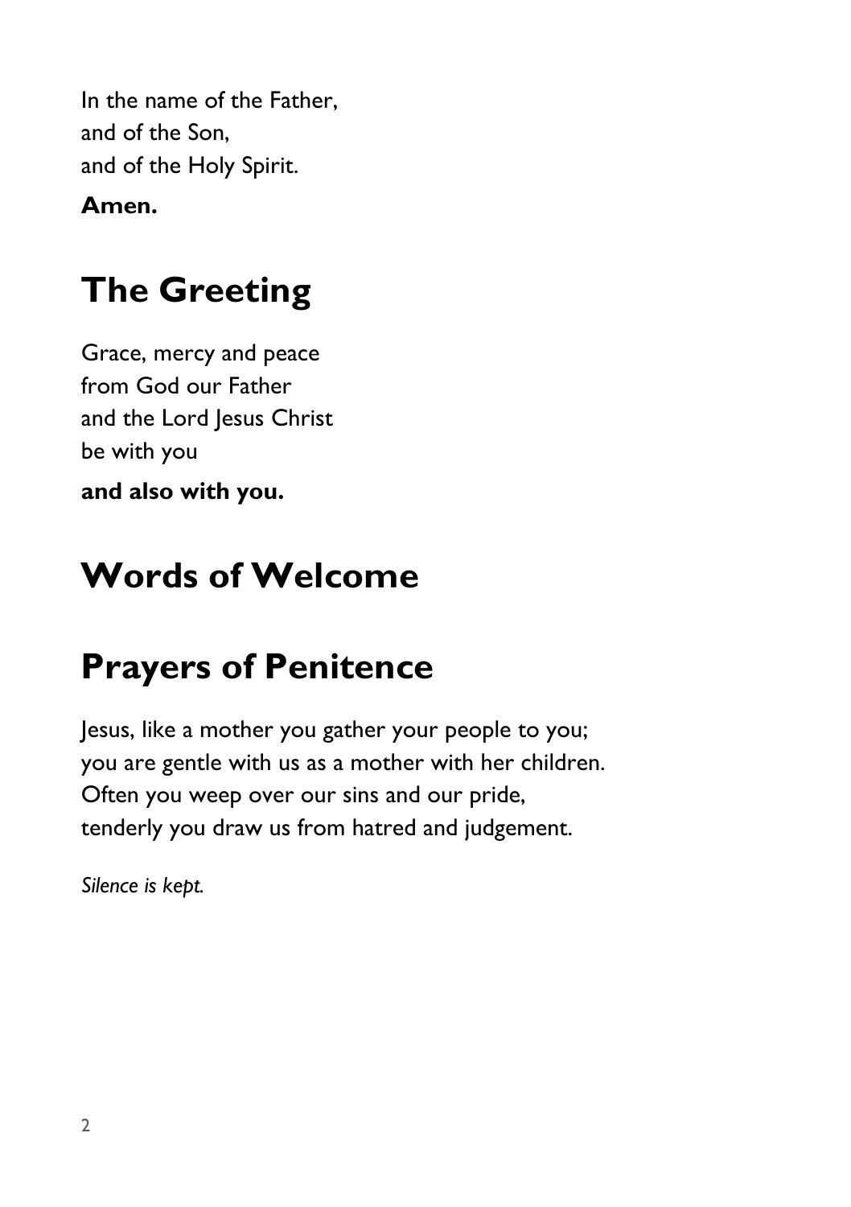In the name of the Father,
and of the Son,
and of the Holy Spirit.

**Amen.**

# The Greeting

Grace, mercy and peace
from God our Father
and the Lord Jesus Christ
be with you

**and also with you.**

# Words of Welcome

# Prayers of Penitence

Jesus, like a mother you gather your people to you;
you are gentle with us as a mother with her children.
Often you weep over our sins and our pride,
tenderly you draw us from hatred and judgement.

*Silence is kept.*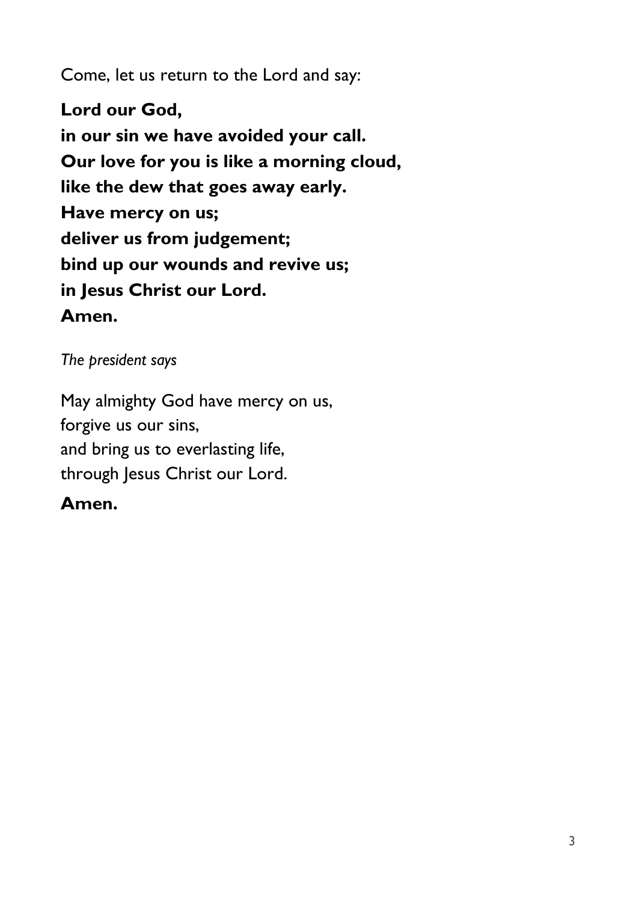Come, let us return to the Lord and say:

**Lord our God,**  
**in our sin we have avoided your call.**  
**Our love for you is like a morning cloud,**  
**like the dew that goes away early.**  
**Have mercy on us;**  
**deliver us from judgement;**  
**bind up our wounds and revive us;**  
**in Jesus Christ our Lord.**  
**Amen.**

*The president says*

May almighty God have mercy on us,  
forgive us our sins,  
and bring us to everlasting life,  
through Jesus Christ our Lord.

**Amen.**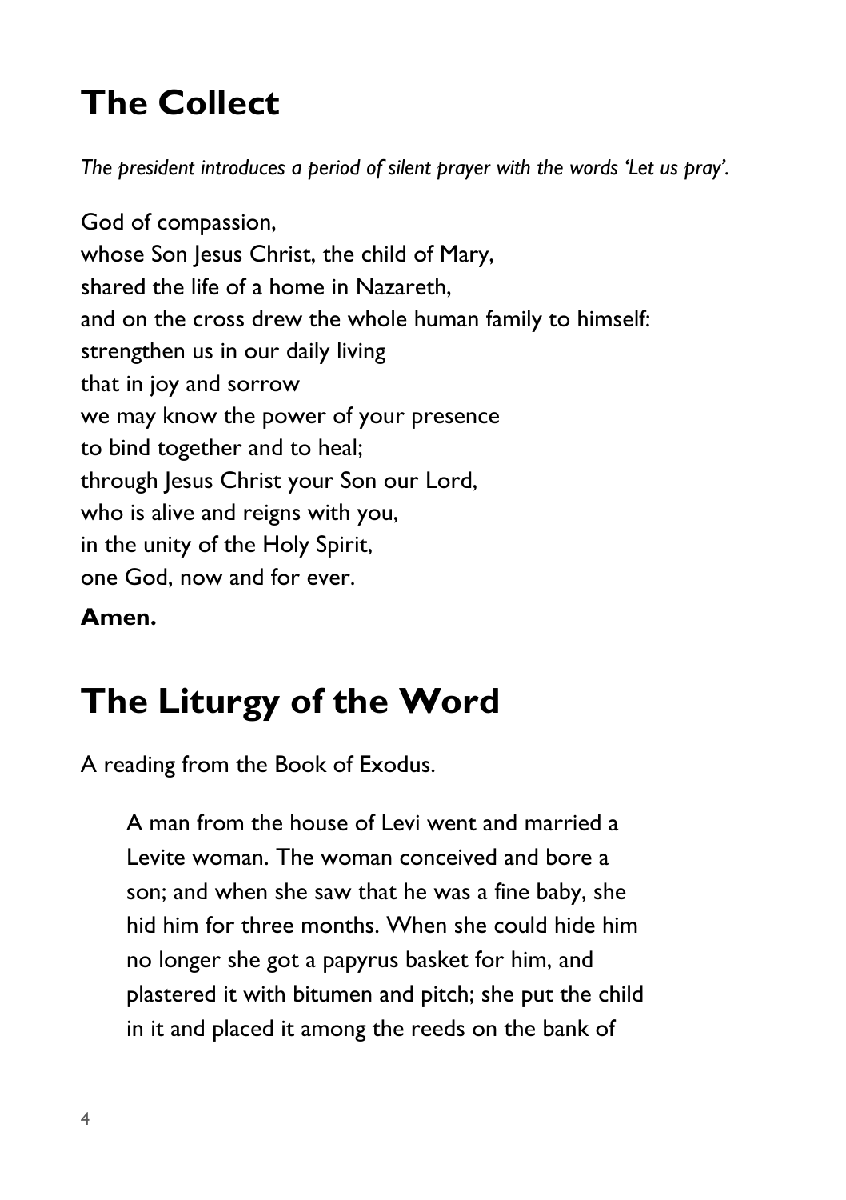# The Collect

*The president introduces a period of silent prayer with the words 'Let us pray'.*

God of compassion,
whose Son Jesus Christ, the child of Mary,
shared the life of a home in Nazareth,
and on the cross drew the whole human family to himself:
strengthen us in our daily living
that in joy and sorrow
we may know the power of your presence
to bind together and to heal;
through Jesus Christ your Son our Lord,
who is alive and reigns with you,
in the unity of the Holy Spirit,
one God, now and for ever.

**Amen.**

# The Liturgy of the Word

A reading from the Book of Exodus.

> A man from the house of Levi went and married a Levite woman. The woman conceived and bore a son; and when she saw that he was a fine baby, she hid him for three months. When she could hide him no longer she got a papyrus basket for him, and plastered it with bitumen and pitch; she put the child in it and placed it among the reeds on the bank of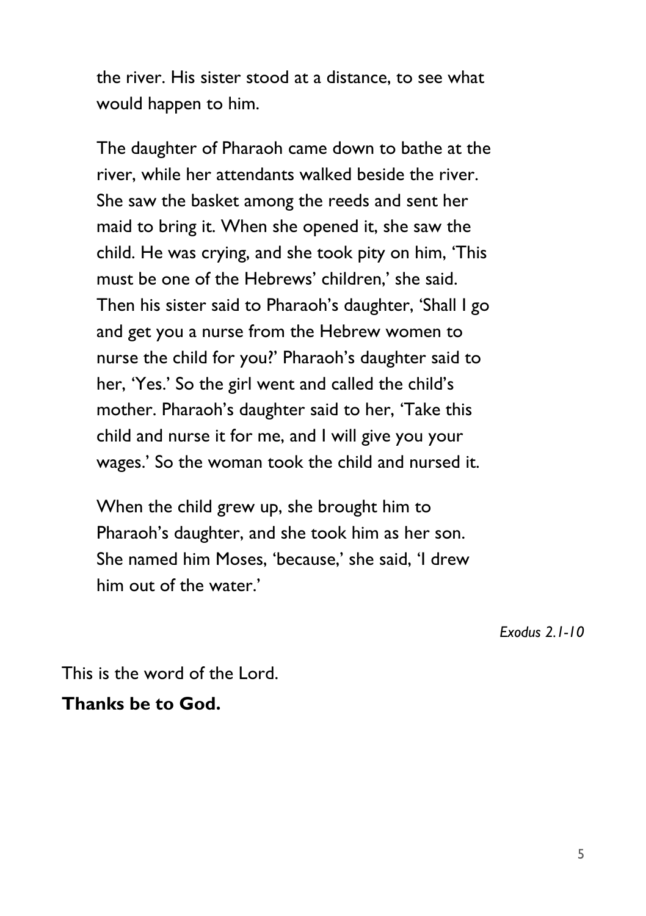the river. His sister stood at a distance, to see what would happen to him.

The daughter of Pharaoh came down to bathe at the river, while her attendants walked beside the river. She saw the basket among the reeds and sent her maid to bring it. When she opened it, she saw the child. He was crying, and she took pity on him, 'This must be one of the Hebrews' children,' she said. Then his sister said to Pharaoh's daughter, 'Shall I go and get you a nurse from the Hebrew women to nurse the child for you?' Pharaoh's daughter said to her, 'Yes.' So the girl went and called the child's mother. Pharaoh's daughter said to her, 'Take this child and nurse it for me, and I will give you your wages.' So the woman took the child and nursed it.

When the child grew up, she brought him to Pharaoh's daughter, and she took him as her son. She named him Moses, 'because,' she said, 'I drew him out of the water.'

*Exodus 2.1-10*

This is the word of the Lord.

**Thanks be to God.**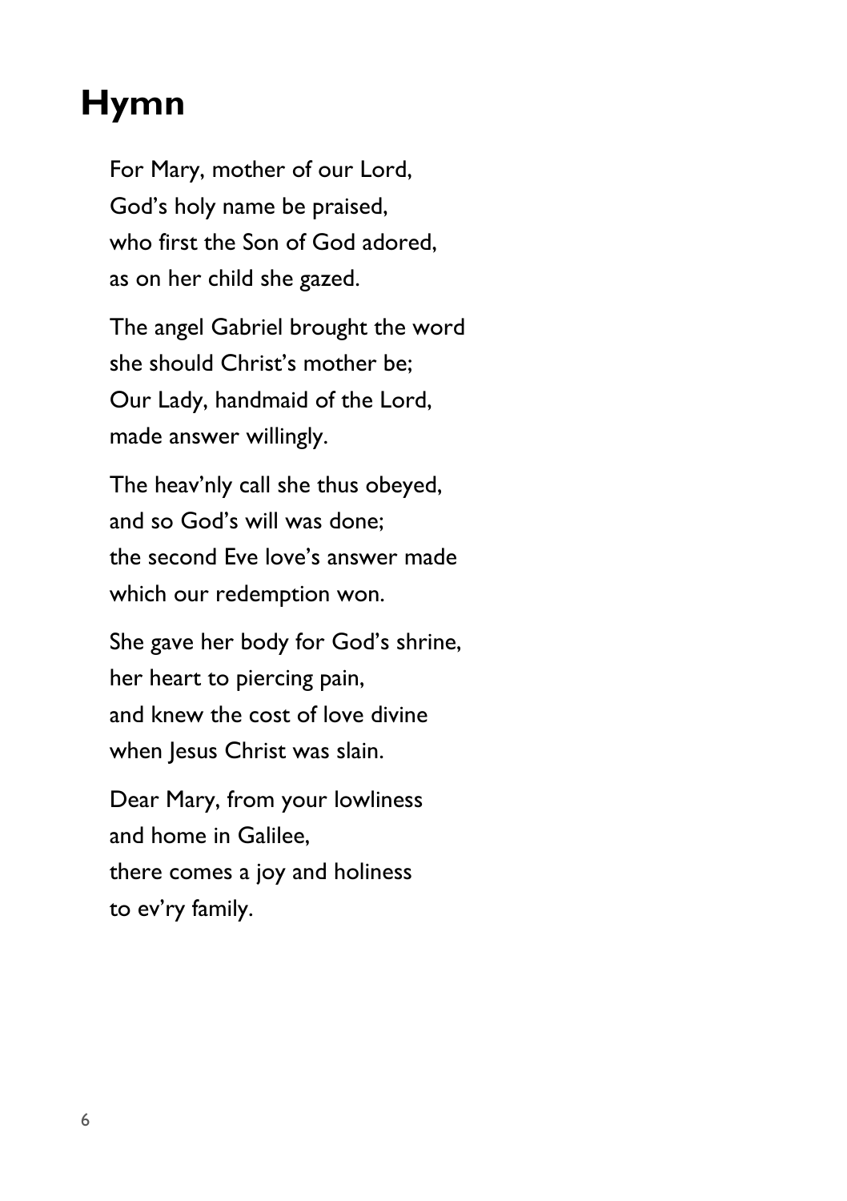# Hymn

For Mary, mother of our Lord,  
God's holy name be praised,  
who first the Son of God adored,  
as on her child she gazed.

The angel Gabriel brought the word  
she should Christ's mother be;  
Our Lady, handmaid of the Lord,  
made answer willingly.

The heav'nly call she thus obeyed,  
and so God's will was done;  
the second Eve love's answer made  
which our redemption won.

She gave her body for God's shrine,  
her heart to piercing pain,  
and knew the cost of love divine  
when Jesus Christ was slain.

Dear Mary, from your lowliness  
and home in Galilee,  
there comes a joy and holiness  
to ev'ry family.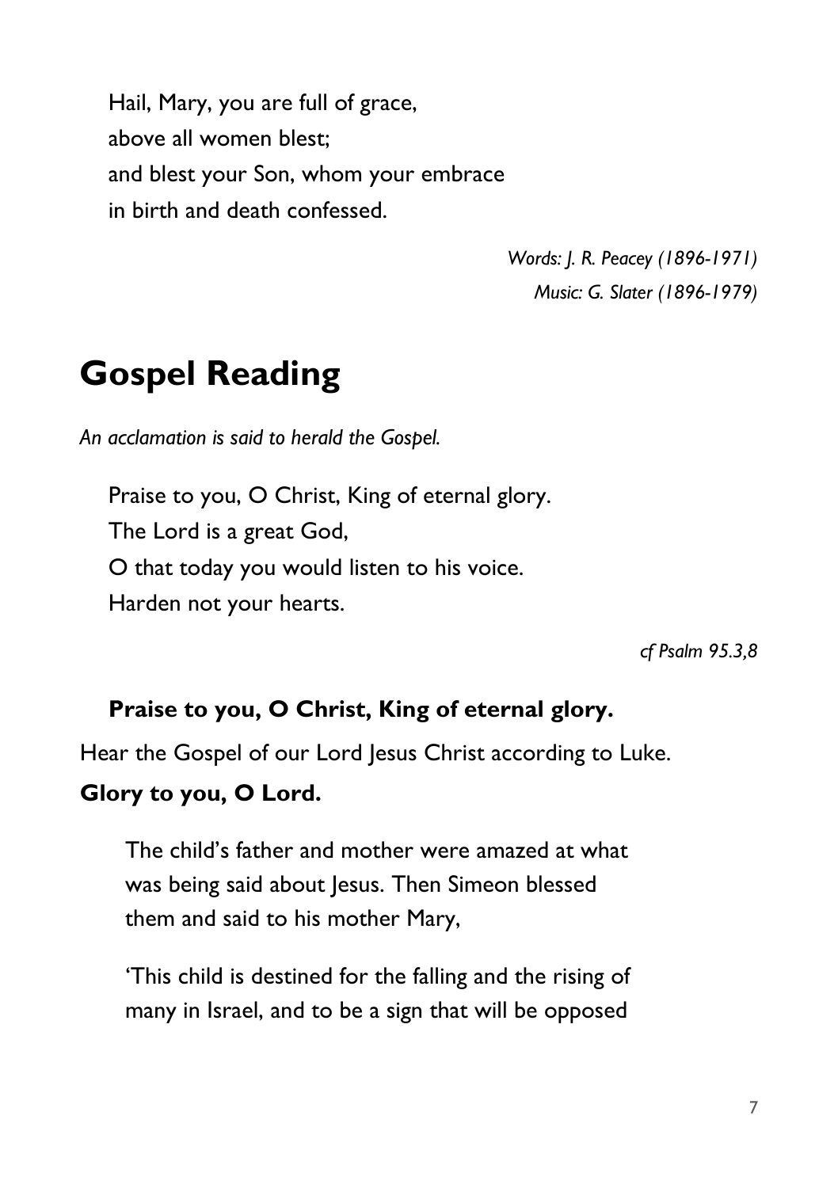Hail, Mary, you are full of grace,
above all women blest;
and blest your Son, whom your embrace
in birth and death confessed.

*Words: J. R. Peacey (1896-1971)*
*Music: G. Slater (1896-1979)*

# Gospel Reading

*An acclamation is said to herald the Gospel.*

Praise to you, O Christ, King of eternal glory.
The Lord is a great God,
O that today you would listen to his voice.
Harden not your hearts.

*cf Psalm 95.3,8*

**Praise to you, O Christ, King of eternal glory.**

Hear the Gospel of our Lord Jesus Christ according to Luke.

**Glory to you, O Lord.**

The child's father and mother were amazed at what was being said about Jesus. Then Simeon blessed them and said to his mother Mary,

'This child is destined for the falling and the rising of many in Israel, and to be a sign that will be opposed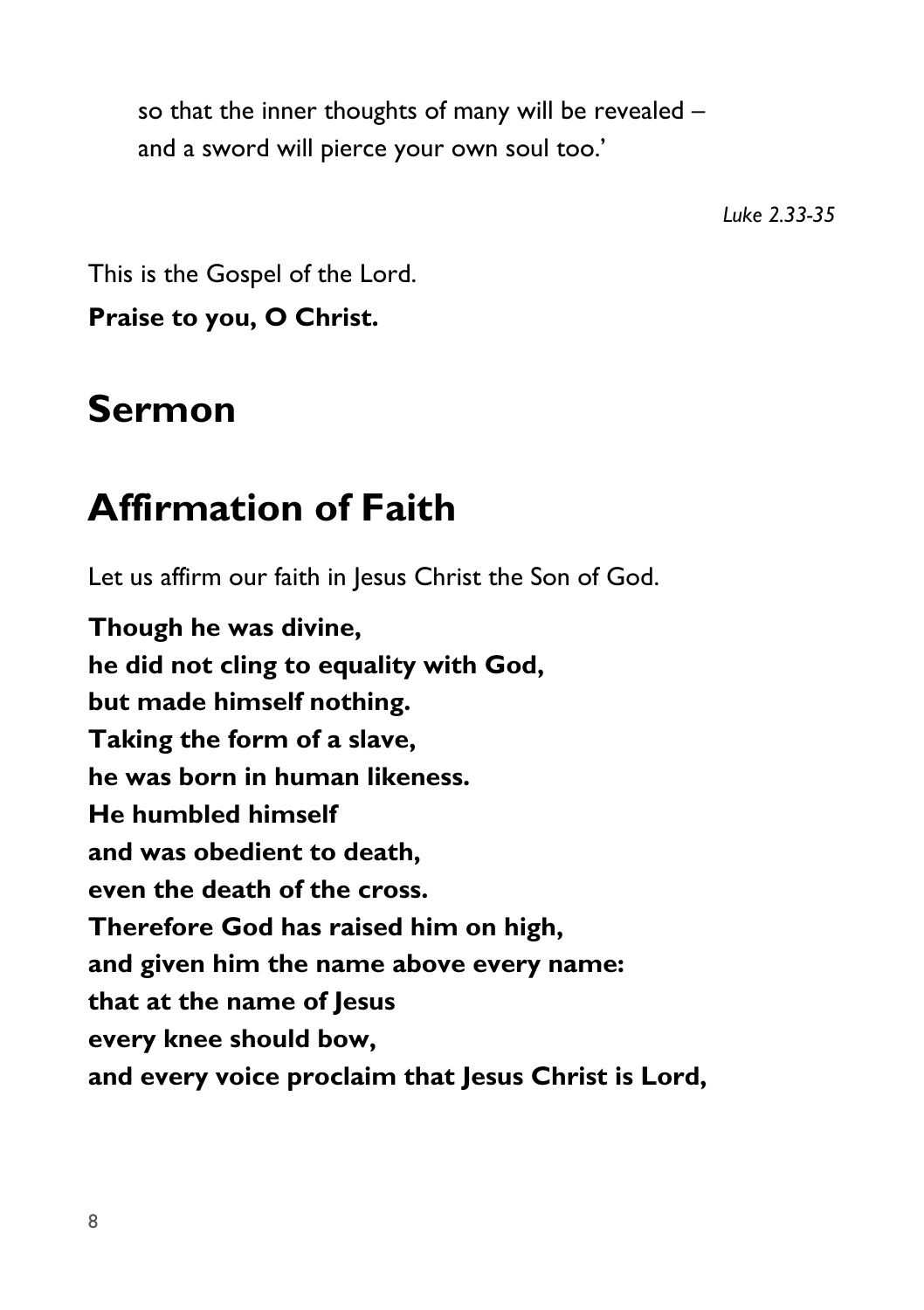so that the inner thoughts of many will be revealed –  
and a sword will pierce your own soul too.'

*Luke 2.33-35*

This is the Gospel of the Lord.  
**Praise to you, O Christ.**

## Sermon

## Affirmation of Faith

Let us affirm our faith in Jesus Christ the Son of God.

**Though he was divine,**  
**he did not cling to equality with God,**  
**but made himself nothing.**  
**Taking the form of a slave,**  
**he was born in human likeness.**  
**He humbled himself**  
**and was obedient to death,**  
**even the death of the cross.**  
**Therefore God has raised him on high,**  
**and given him the name above every name:**  
**that at the name of Jesus**  
**every knee should bow,**  
**and every voice proclaim that Jesus Christ is Lord,**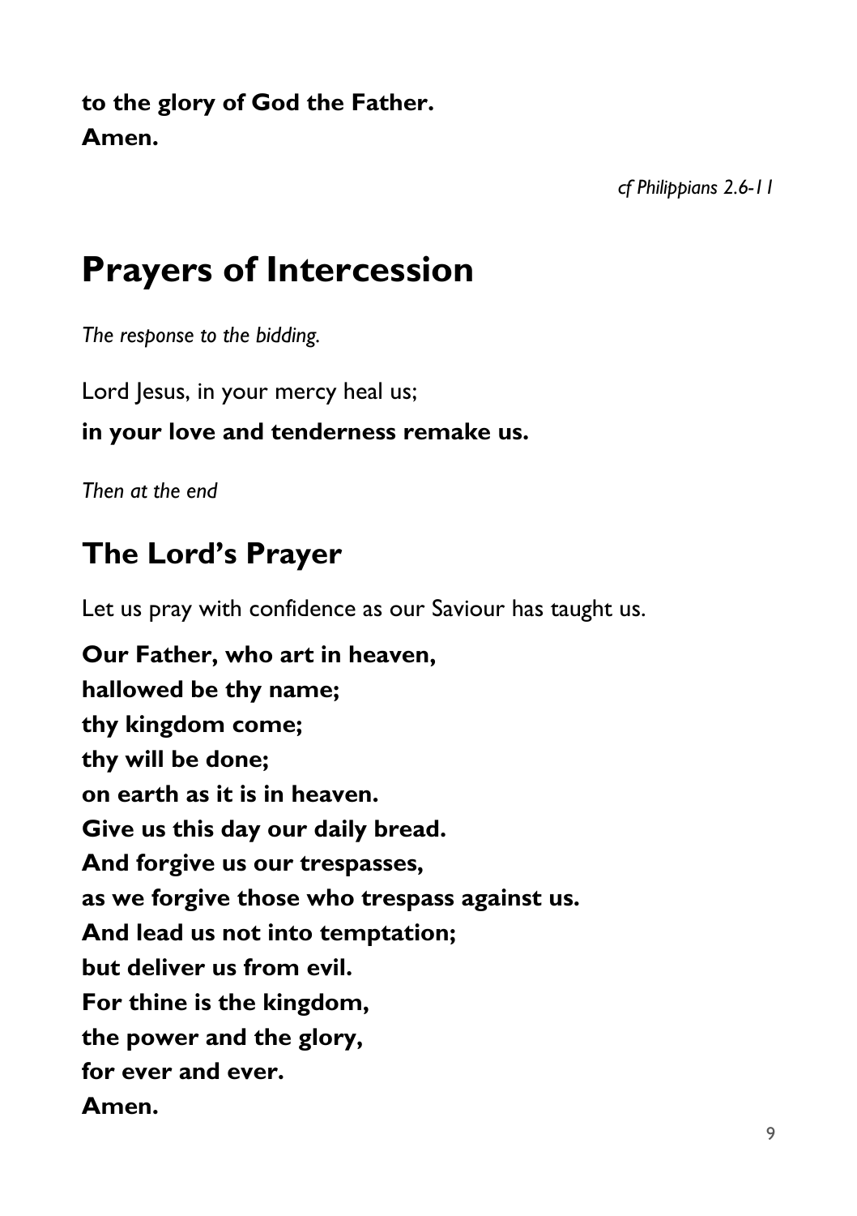**to the glory of God the Father.**
**Amen.**

*cf Philippians 2.6-11*

# Prayers of Intercession

*The response to the bidding.*

Lord Jesus, in your mercy heal us;

**in your love and tenderness remake us.**

*Then at the end*

## The Lord's Prayer

Let us pray with confidence as our Saviour has taught us.

**Our Father, who art in heaven,**
**hallowed be thy name;**
**thy kingdom come;**
**thy will be done;**
**on earth as it is in heaven.**
**Give us this day our daily bread.**
**And forgive us our trespasses,**
**as we forgive those who trespass against us.**
**And lead us not into temptation;**
**but deliver us from evil.**
**For thine is the kingdom,**
**the power and the glory,**
**for ever and ever.**
**Amen.**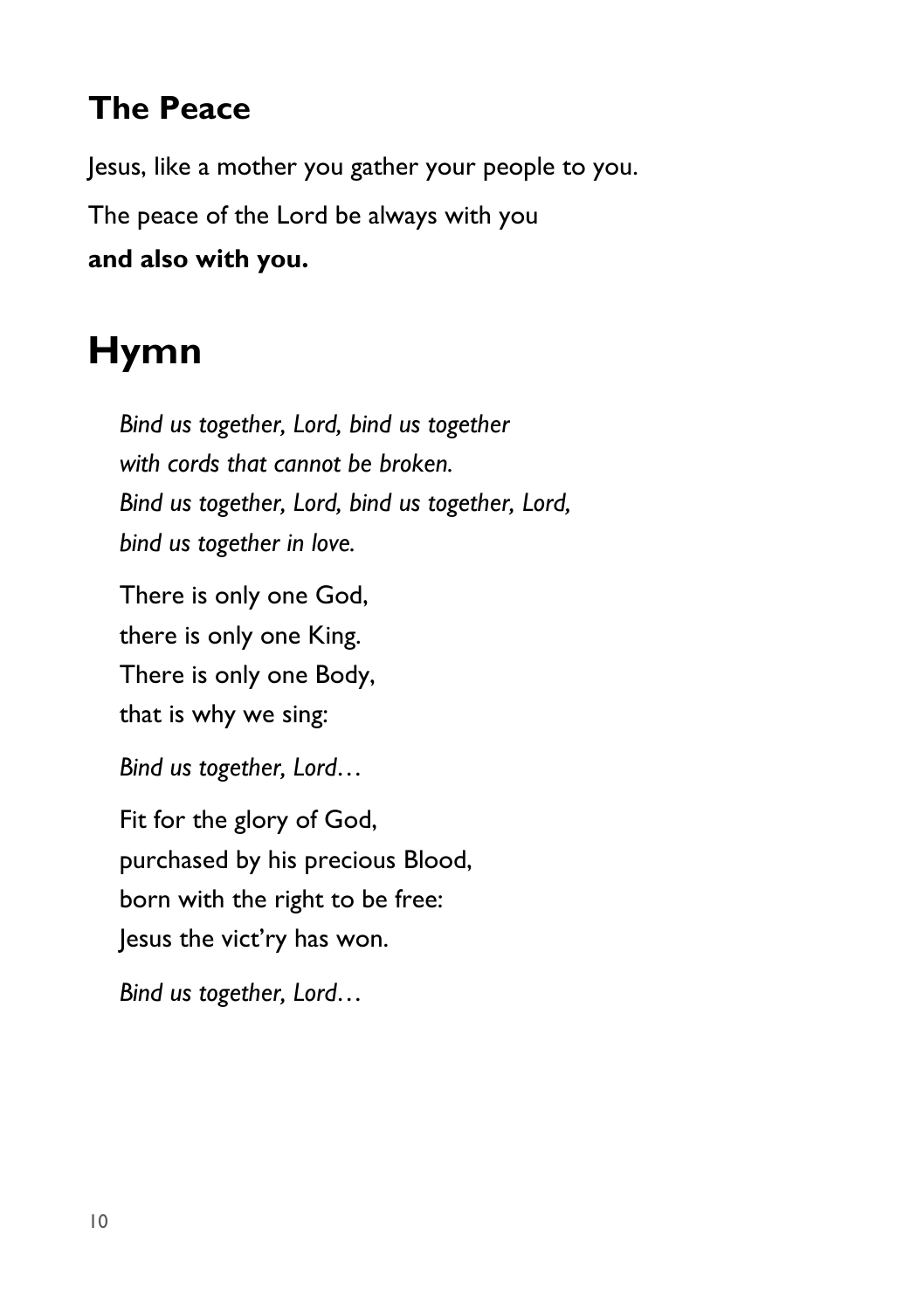## The Peace

Jesus, like a mother you gather your people to you.

The peace of the Lord be always with you

**and also with you.**

# Hymn

*Bind us together, Lord, bind us together*
*with cords that cannot be broken.*
*Bind us together, Lord, bind us together, Lord,*
*bind us together in love.*

There is only one God,
there is only one King.
There is only one Body,
that is why we sing:

*Bind us together, Lord…*

Fit for the glory of God,
purchased by his precious Blood,
born with the right to be free:
Jesus the vict'ry has won.

*Bind us together, Lord…*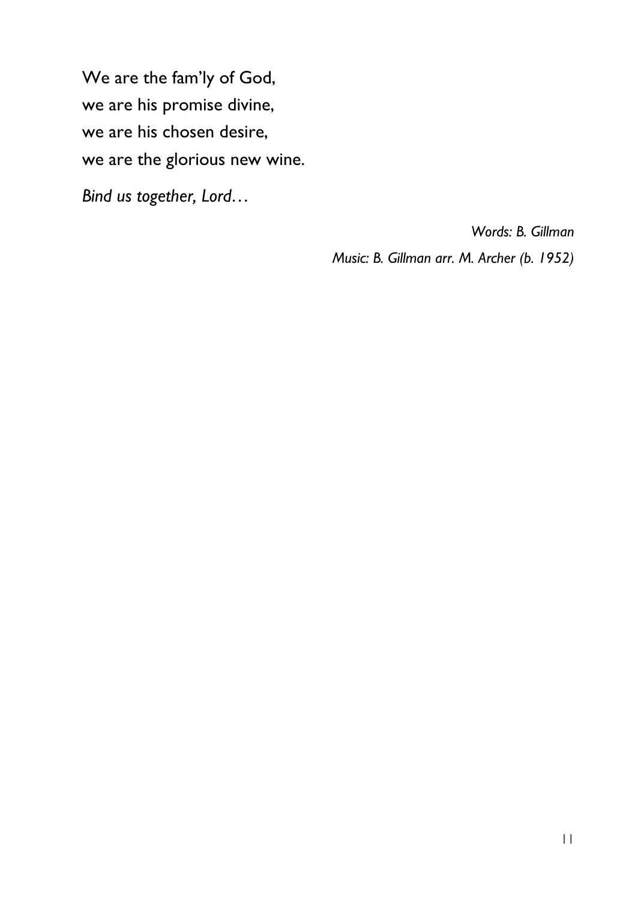We are the fam'ly of God,  
we are his promise divine,  
we are his chosen desire,  
we are the glorious new wine.

*Bind us together, Lord…*

*Words: B. Gillman*  
*Music: B. Gillman arr. M. Archer (b. 1952)*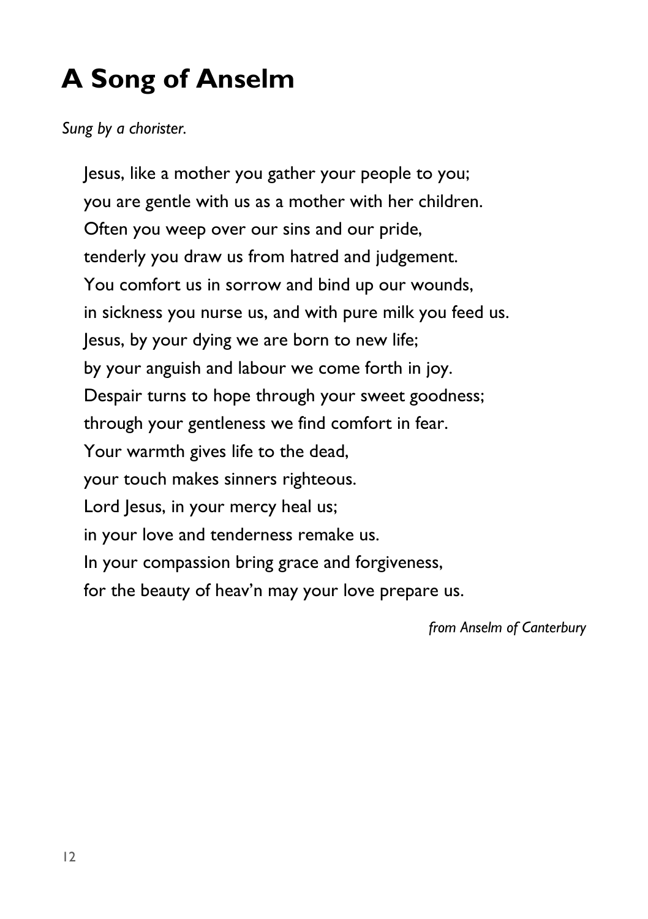# A Song of Anselm

*Sung by a chorister.*

Jesus, like a mother you gather your people to you;
you are gentle with us as a mother with her children.
Often you weep over our sins and our pride,
tenderly you draw us from hatred and judgement.
You comfort us in sorrow and bind up our wounds,
in sickness you nurse us, and with pure milk you feed us.
Jesus, by your dying we are born to new life;
by your anguish and labour we come forth in joy.
Despair turns to hope through your sweet goodness;
through your gentleness we find comfort in fear.
Your warmth gives life to the dead,
your touch makes sinners righteous.
Lord Jesus, in your mercy heal us;
in your love and tenderness remake us.
In your compassion bring grace and forgiveness,
for the beauty of heav'n may your love prepare us.

*from Anselm of Canterbury*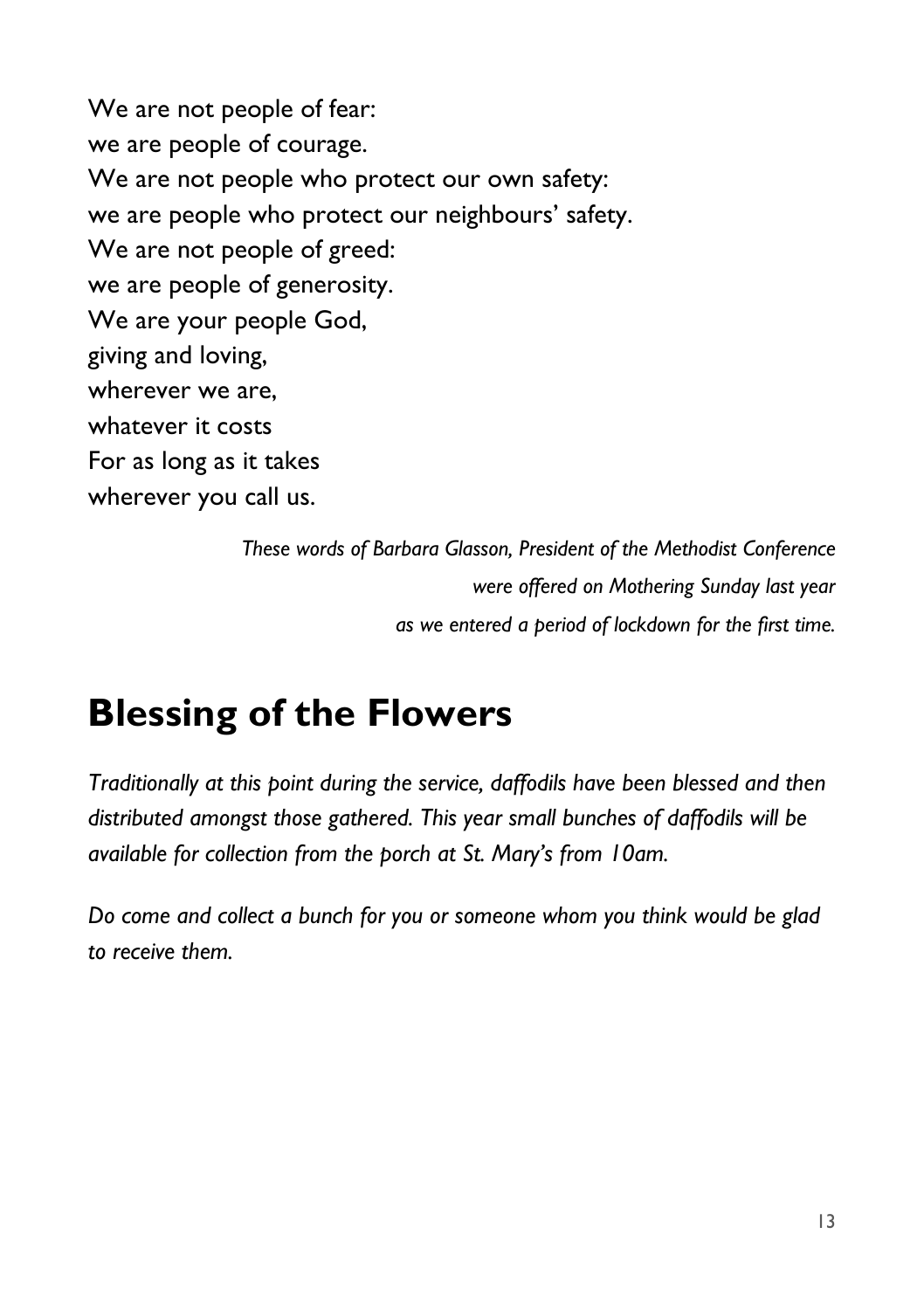We are not people of fear:  
we are people of courage.  
We are not people who protect our own safety:  
we are people who protect our neighbours' safety.  
We are not people of greed:  
we are people of generosity.  
We are your people God,  
giving and loving,  
wherever we are,  
whatever it costs  
For as long as it takes  
wherever you call us.

*These words of Barbara Glasson, President of the Methodist Conference*  
*were offered on Mothering Sunday last year*  
*as we entered a period of lockdown for the first time.*

# Blessing of the Flowers

*Traditionally at this point during the service, daffodils have been blessed and then distributed amongst those gathered. This year small bunches of daffodils will be available for collection from the porch at St. Mary's from 10am.*

*Do come and collect a bunch for you or someone whom you think would be glad to receive them.*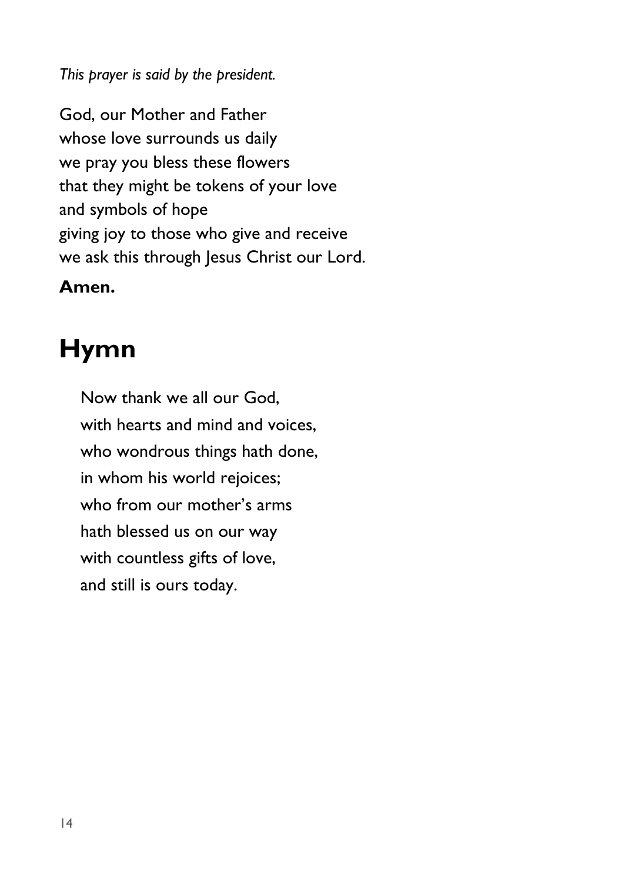*This prayer is said by the president.*

God, our Mother and Father
whose love surrounds us daily
we pray you bless these flowers
that they might be tokens of your love
and symbols of hope
giving joy to those who give and receive
we ask this through Jesus Christ our Lord.

**Amen.**

# Hymn

Now thank we all our God,
with hearts and mind and voices,
who wondrous things hath done,
in whom his world rejoices;
who from our mother's arms
hath blessed us on our way
with countless gifts of love,
and still is ours today.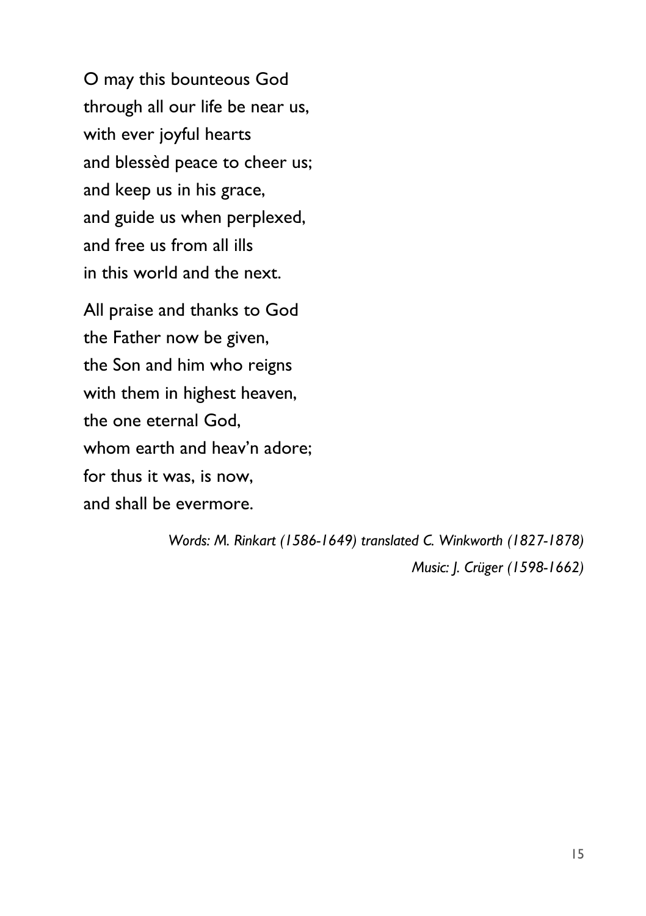O may this bounteous God
through all our life be near us,
with ever joyful hearts
and blessèd peace to cheer us;
and keep us in his grace,
and guide us when perplexed,
and free us from all ills
in this world and the next.

All praise and thanks to God
the Father now be given,
the Son and him who reigns
with them in highest heaven,
the one eternal God,
whom earth and heav'n adore;
for thus it was, is now,
and shall be evermore.

*Words: M. Rinkart (1586-1649) translated C. Winkworth (1827-1878)*
*Music: J. Crüger (1598-1662)*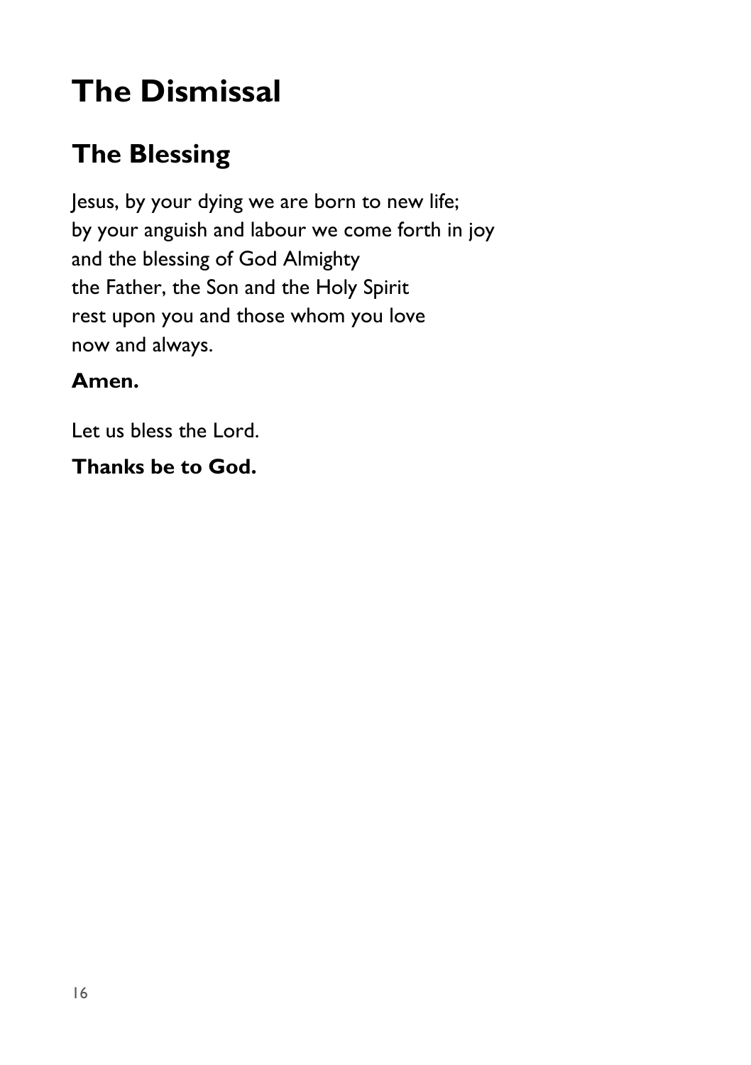# The Dismissal

## The Blessing

Jesus, by your dying we are born to new life;
by your anguish and labour we come forth in joy
and the blessing of God Almighty
the Father, the Son and the Holy Spirit
rest upon you and those whom you love
now and always.

**Amen.**

Let us bless the Lord.

**Thanks be to God.**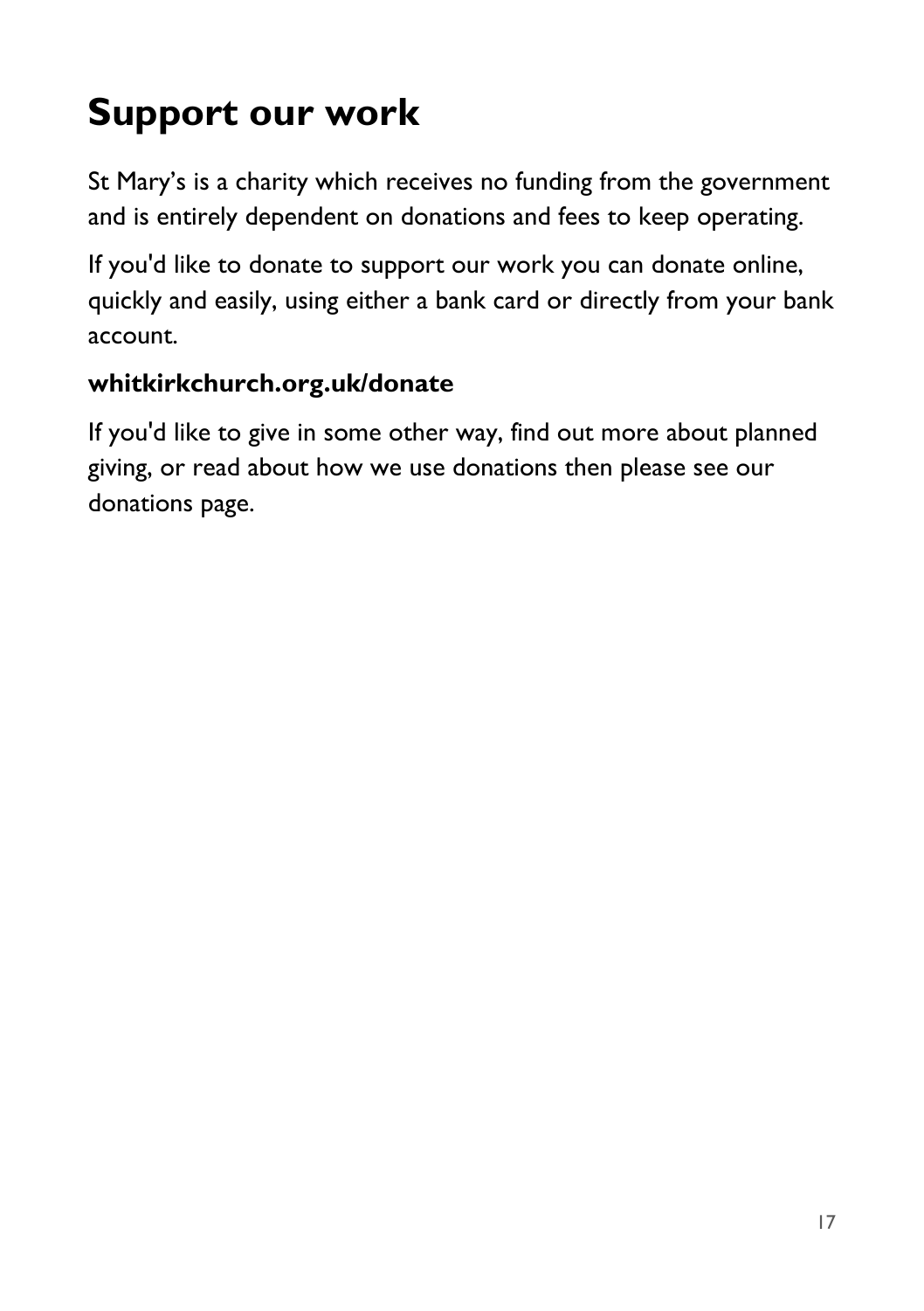# Support our work

St Mary's is a charity which receives no funding from the government and is entirely dependent on donations and fees to keep operating.

If you'd like to donate to support our work you can donate online, quickly and easily, using either a bank card or directly from your bank account.

**whitkirkchurch.org.uk/donate**

If you'd like to give in some other way, find out more about planned giving, or read about how we use donations then please see our donations page.